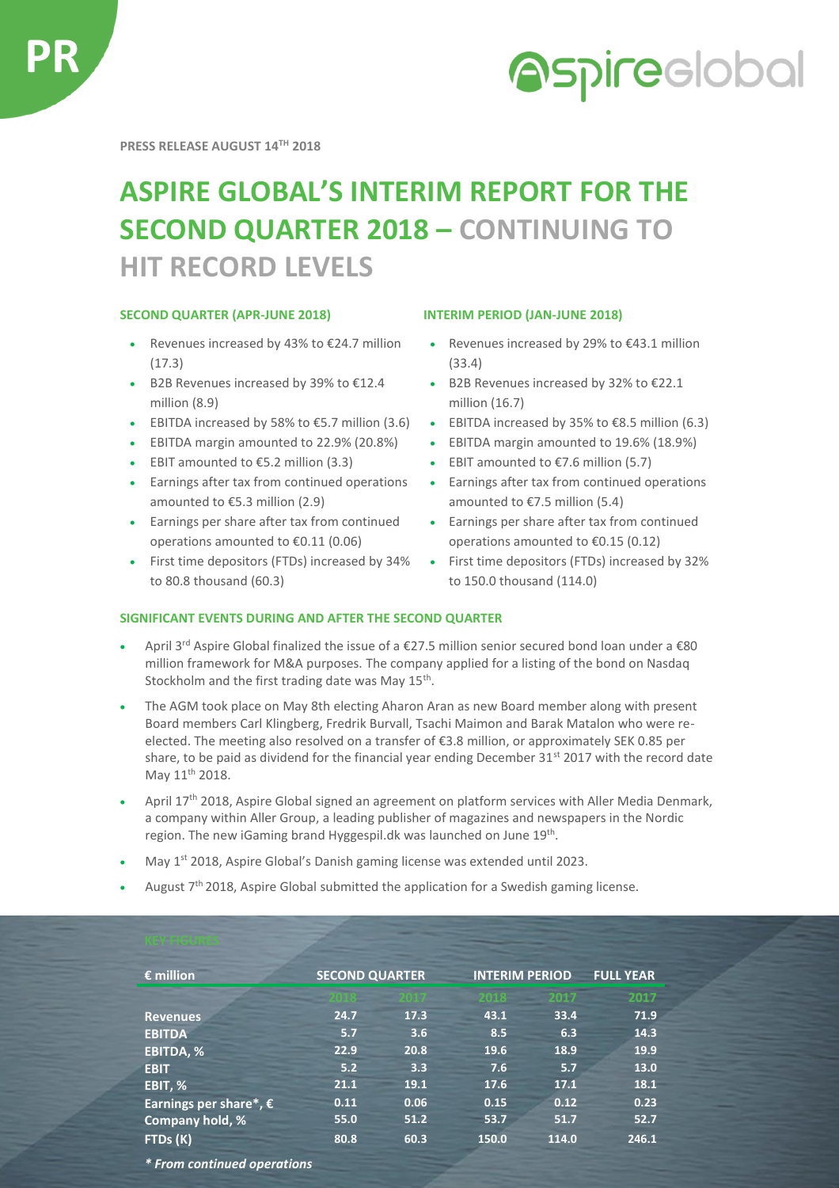PR

**PRESS RELEASE AUGUST 14TH 2018**

# ASPIRE GLOBAL'S INTERIM REPORT FOR THE SECOND QUARTER 2018 – CONTINUING TO HIT RECORD LEVELS

### SECOND QUARTER (APR-JUNE 2018)

- Revenues increased by 43% to €24.7 million (17.3)
- B2B Revenues increased by 39% to €12.4 million (8.9)
- EBITDA increased by 58% to €5.7 million (3.6)
- EBITDA margin amounted to 22.9% (20.8%)
- EBIT amounted to €5.2 million (3.3)
- Earnings after tax from continued operations amounted to €5.3 million (2.9)
- Earnings per share after tax from continued operations amounted to €0.11 (0.06)
- First time depositors (FTDs) increased by 34% to 80.8 thousand (60.3)

### INTERIM PERIOD (JAN-JUNE 2018)

- Revenues increased by 29% to €43.1 million (33.4)
- B2B Revenues increased by 32% to €22.1 million (16.7)
- EBITDA increased by 35% to €8.5 million (6.3)
- EBITDA margin amounted to 19.6% (18.9%)
- EBIT amounted to €7.6 million (5.7)
- Earnings after tax from continued operations amounted to €7.5 million (5.4)
- Earnings per share after tax from continued operations amounted to €0.15 (0.12)
- First time depositors (FTDs) increased by 32% to 150.0 thousand (114.0)

### SIGNIFICANT EVENTS DURING AND AFTER THE SECOND QUARTER

- April 3rd Aspire Global finalized the issue of a €27.5 million senior secured bond loan under a €80 million framework for M&A purposes. The company applied for a listing of the bond on Nasdaq Stockholm and the first trading date was May 15th.
- The AGM took place on May 8th electing Aharon Aran as new Board member along with present Board members Carl Klingberg, Fredrik Burvall, Tsachi Maimon and Barak Matalon who were re-elected. The meeting also resolved on a transfer of €3.8 million, or approximately SEK 0.85 per share, to be paid as dividend for the financial year ending December 31st 2017 with the record date May 11th 2018.
- April 17th 2018, Aspire Global signed an agreement on platform services with Aller Media Denmark, a company within Aller Group, a leading publisher of magazines and newspapers in the Nordic region. The new iGaming brand Hyggespil.dk was launched on June 19th.
- May 1st 2018, Aspire Global's Danish gaming license was extended until 2023.
- August 7th 2018, Aspire Global submitted the application for a Swedish gaming license.

### KEY FIGURES

| € million | SECOND QUARTER | | INTERIM PERIOD | | FULL YEAR |
|---|---|---|---|---|---|
| | 2018 | 2017 | 2018 | 2017 | 2017 |
| Revenues | 24.7 | 17.3 | 43.1 | 33.4 | 71.9 |
| EBITDA | 5.7 | 3.6 | 8.5 | 6.3 | 14.3 |
| EBITDA, % | 22.9 | 20.8 | 19.6 | 18.9 | 19.9 |
| EBIT | 5.2 | 3.3 | 7.6 | 5.7 | 13.0 |
| EBIT, % | 21.1 | 19.1 | 17.6 | 17.1 | 18.1 |
| Earnings per share*, € | 0.11 | 0.06 | 0.15 | 0.12 | 0.23 |
| Company hold, % | 55.0 | 51.2 | 53.7 | 51.7 | 52.7 |
| FTDs (K) | 80.8 | 60.3 | 150.0 | 114.0 | 246.1 |

*\* From continued operations*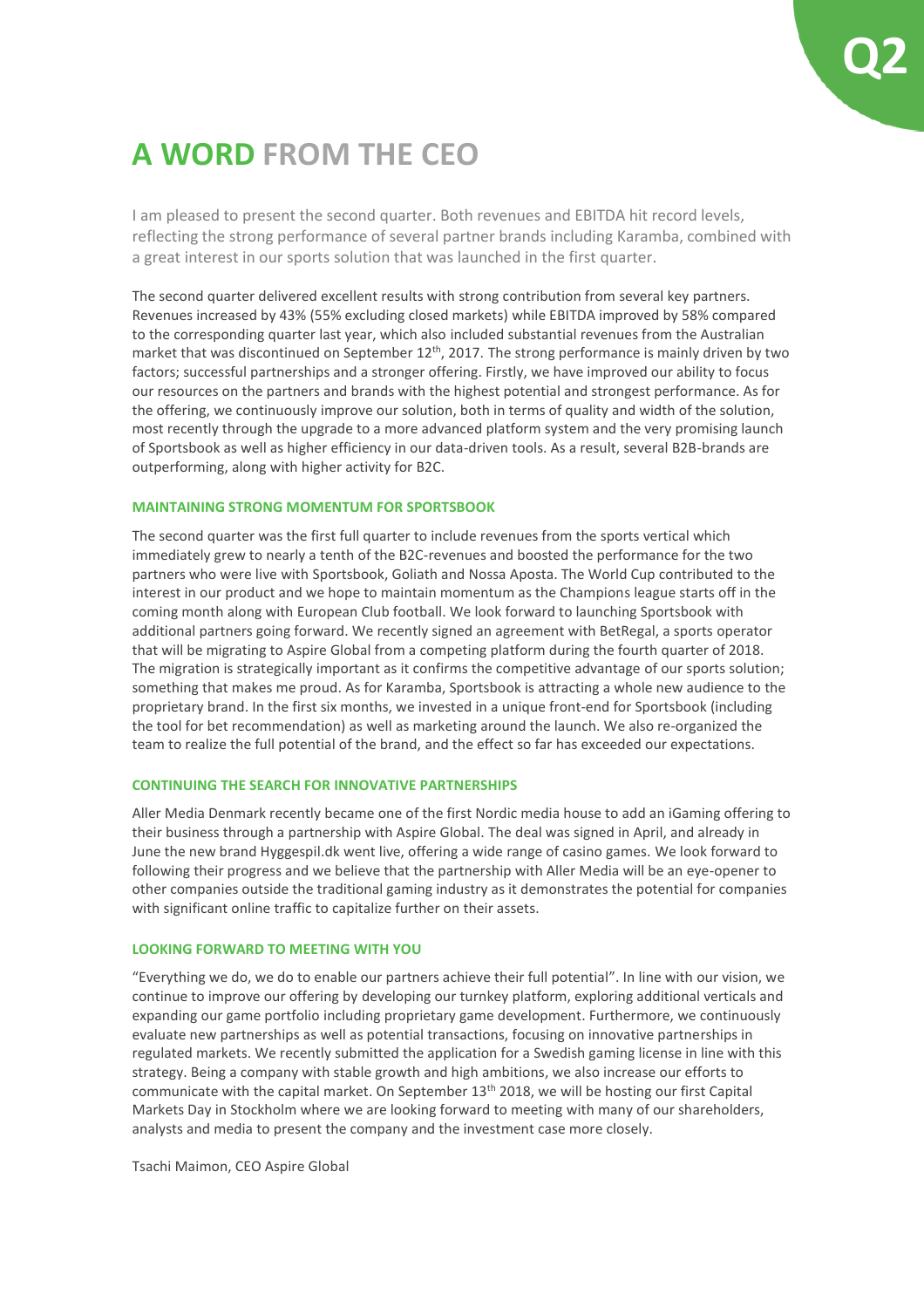# A WORD FROM THE CEO

I am pleased to present the second quarter. Both revenues and EBITDA hit record levels, reflecting the strong performance of several partner brands including Karamba, combined with a great interest in our sports solution that was launched in the first quarter.

The second quarter delivered excellent results with strong contribution from several key partners. Revenues increased by 43% (55% excluding closed markets) while EBITDA improved by 58% compared to the corresponding quarter last year, which also included substantial revenues from the Australian market that was discontinued on September 12th, 2017. The strong performance is mainly driven by two factors; successful partnerships and a stronger offering. Firstly, we have improved our ability to focus our resources on the partners and brands with the highest potential and strongest performance. As for the offering, we continuously improve our solution, both in terms of quality and width of the solution, most recently through the upgrade to a more advanced platform system and the very promising launch of Sportsbook as well as higher efficiency in our data-driven tools. As a result, several B2B-brands are outperforming, along with higher activity for B2C.

### MAINTAINING STRONG MOMENTUM FOR SPORTSBOOK

The second quarter was the first full quarter to include revenues from the sports vertical which immediately grew to nearly a tenth of the B2C-revenues and boosted the performance for the two partners who were live with Sportsbook, Goliath and Nossa Aposta. The World Cup contributed to the interest in our product and we hope to maintain momentum as the Champions league starts off in the coming month along with European Club football. We look forward to launching Sportsbook with additional partners going forward. We recently signed an agreement with BetRegal, a sports operator that will be migrating to Aspire Global from a competing platform during the fourth quarter of 2018. The migration is strategically important as it confirms the competitive advantage of our sports solution; something that makes me proud. As for Karamba, Sportsbook is attracting a whole new audience to the proprietary brand. In the first six months, we invested in a unique front-end for Sportsbook (including the tool for bet recommendation) as well as marketing around the launch. We also re-organized the team to realize the full potential of the brand, and the effect so far has exceeded our expectations.

### CONTINUING THE SEARCH FOR INNOVATIVE PARTNERSHIPS

Aller Media Denmark recently became one of the first Nordic media house to add an iGaming offering to their business through a partnership with Aspire Global. The deal was signed in April, and already in June the new brand Hyggespil.dk went live, offering a wide range of casino games. We look forward to following their progress and we believe that the partnership with Aller Media will be an eye-opener to other companies outside the traditional gaming industry as it demonstrates the potential for companies with significant online traffic to capitalize further on their assets.

### LOOKING FORWARD TO MEETING WITH YOU

"Everything we do, we do to enable our partners achieve their full potential". In line with our vision, we continue to improve our offering by developing our turnkey platform, exploring additional verticals and expanding our game portfolio including proprietary game development. Furthermore, we continuously evaluate new partnerships as well as potential transactions, focusing on innovative partnerships in regulated markets. We recently submitted the application for a Swedish gaming license in line with this strategy. Being a company with stable growth and high ambitions, we also increase our efforts to communicate with the capital market. On September 13th 2018, we will be hosting our first Capital Markets Day in Stockholm where we are looking forward to meeting with many of our shareholders, analysts and media to present the company and the investment case more closely.

Tsachi Maimon, CEO Aspire Global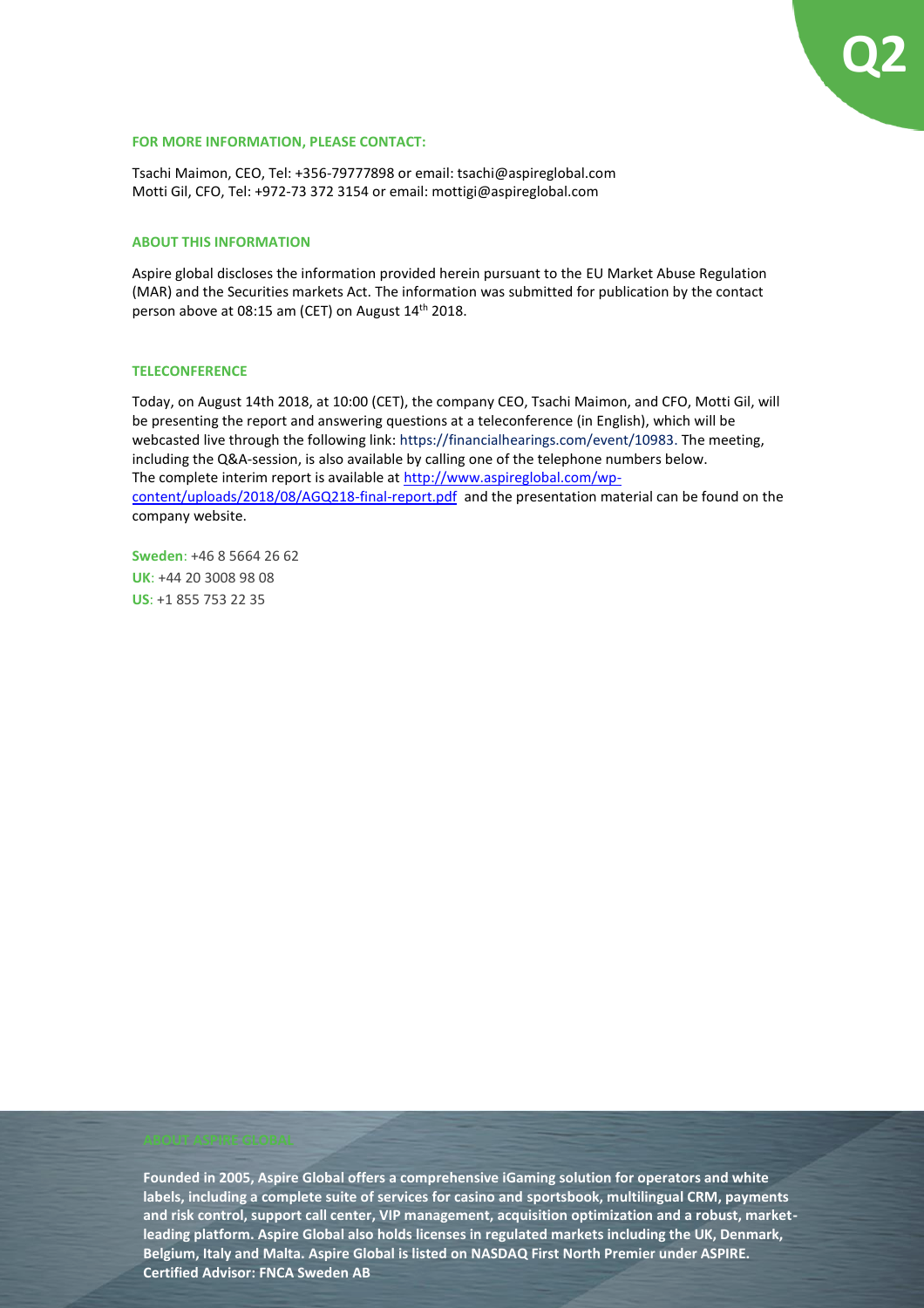Q2

### FOR MORE INFORMATION, PLEASE CONTACT:

Tsachi Maimon, CEO, Tel: +356-79777898 or email: tsachi@aspireglobal.com
Motti Gil, CFO, Tel: +972-73 372 3154 or email: mottigi@aspireglobal.com

### ABOUT THIS INFORMATION

Aspire global discloses the information provided herein pursuant to the EU Market Abuse Regulation (MAR) and the Securities markets Act. The information was submitted for publication by the contact person above at 08:15 am (CET) on August 14th 2018.

### TELECONFERENCE

Today, on August 14th 2018, at 10:00 (CET), the company CEO, Tsachi Maimon, and CFO, Motti Gil, will be presenting the report and answering questions at a teleconference (in English), which will be webcasted live through the following link: https://financialhearings.com/event/10983. The meeting, including the Q&A-session, is also available by calling one of the telephone numbers below.
The complete interim report is available at http://www.aspireglobal.com/wp-content/uploads/2018/08/AGQ218-final-report.pdf and the presentation material can be found on the company website.

**Sweden**: +46 8 5664 26 62
**UK**: +44 20 3008 98 08
**US**: +1 855 753 22 35

### ABOUT ASPIRE GLOBAL

**Founded in 2005, Aspire Global offers a comprehensive iGaming solution for operators and white labels, including a complete suite of services for casino and sportsbook, multilingual CRM, payments and risk control, support call center, VIP management, acquisition optimization and a robust, market-leading platform. Aspire Global also holds licenses in regulated markets including the UK, Denmark, Belgium, Italy and Malta. Aspire Global is listed on NASDAQ First North Premier under ASPIRE. Certified Advisor: FNCA Sweden AB**